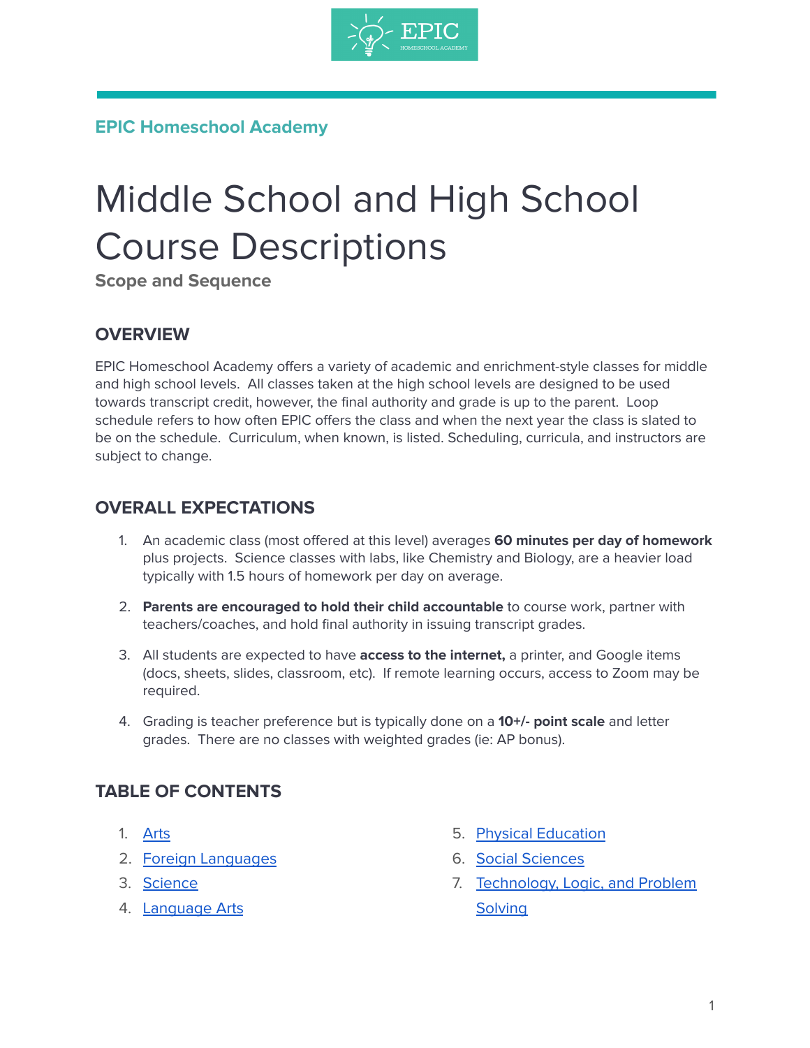**EPIC Homeschool Academy**

# Middle School and High School Course Descriptions

**Scope and Sequence**

## OVERVIEW

EPIC Homeschool Academy offers a variety of academic and enrichment-style classes for middle and high school levels. All classes taken at the high school levels are designed to be used towards transcript credit, however, the final authority and grade is up to the parent. Loop schedule refers to how often EPIC offers the class and when the next year the class is slated to be on the schedule. Curriculum, when known, is listed. Scheduling, curricula, and instructors are subject to change.

## OVERALL EXPECTATIONS

1. An academic class (most offered at this level) averages **60 minutes per day of homework** plus projects. Science classes with labs, like Chemistry and Biology, are a heavier load typically with 1.5 hours of homework per day on average.
2. **Parents are encouraged to hold their child accountable** to course work, partner with teachers/coaches, and hold final authority in issuing transcript grades.
3. All students are expected to have **access to the internet,** a printer, and Google items (docs, sheets, slides, classroom, etc). If remote learning occurs, access to Zoom may be required.
4. Grading is teacher preference but is typically done on a **10+/- point scale** and letter grades. There are no classes with weighted grades (ie: AP bonus).

## TABLE OF CONTENTS

1. Arts
2. Foreign Languages
3. Science
4. Language Arts
5. Physical Education
6. Social Sciences
7. Technology, Logic, and Problem Solving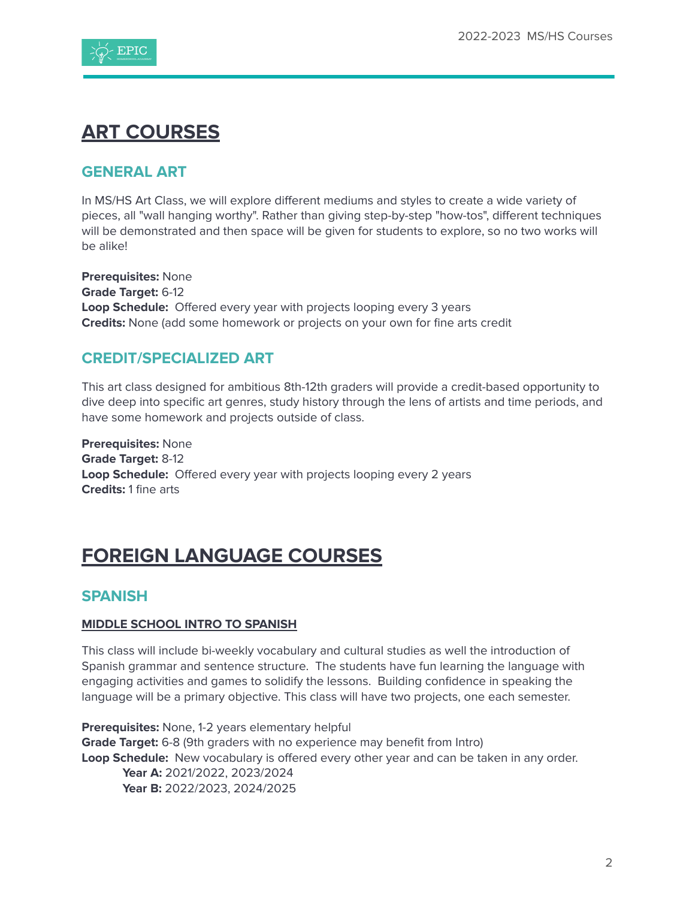# ART COURSES

## GENERAL ART

In MS/HS Art Class, we will explore different mediums and styles to create a wide variety of pieces, all "wall hanging worthy". Rather than giving step-by-step "how-tos", different techniques will be demonstrated and then space will be given for students to explore, so no two works will be alike!

**Prerequisites:** None
**Grade Target:** 6-12
**Loop Schedule:** Offered every year with projects looping every 3 years
**Credits:** None (add some homework or projects on your own for fine arts credit

## CREDIT/SPECIALIZED ART

This art class designed for ambitious 8th-12th graders will provide a credit-based opportunity to dive deep into specific art genres, study history through the lens of artists and time periods, and have some homework and projects outside of class.

**Prerequisites:** None
**Grade Target:** 8-12
**Loop Schedule:** Offered every year with projects looping every 2 years
**Credits:** 1 fine arts

# FOREIGN LANGUAGE COURSES

## SPANISH

### MIDDLE SCHOOL INTRO TO SPANISH

This class will include bi-weekly vocabulary and cultural studies as well the introduction of Spanish grammar and sentence structure. The students have fun learning the language with engaging activities and games to solidify the lessons. Building confidence in speaking the language will be a primary objective. This class will have two projects, one each semester.

**Prerequisites:** None, 1-2 years elementary helpful
**Grade Target:** 6-8 (9th graders with no experience may benefit from Intro)
**Loop Schedule:** New vocabulary is offered every other year and can be taken in any order.
 **Year A:** 2021/2022, 2023/2024
 **Year B:** 2022/2023, 2024/2025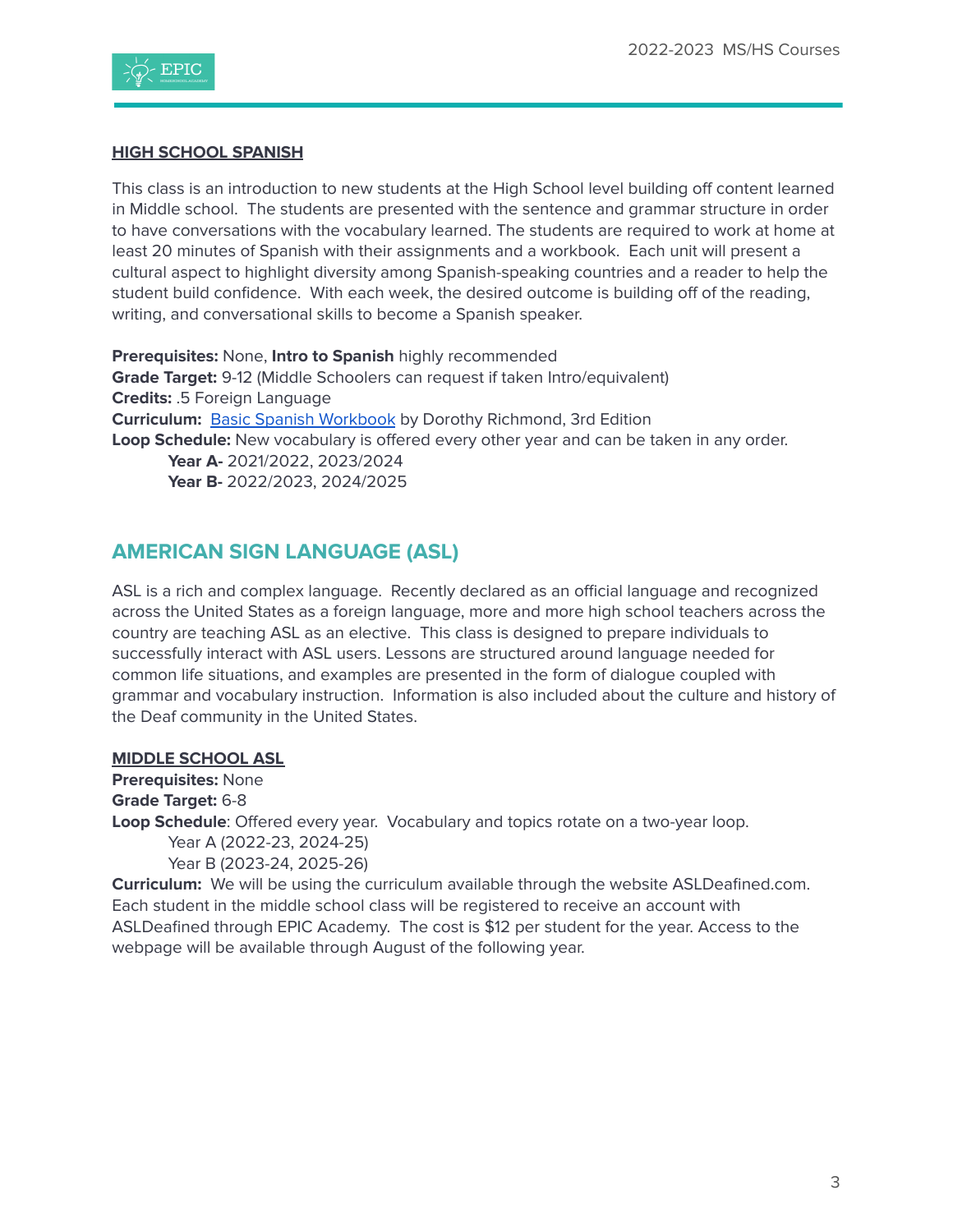### HIGH SCHOOL SPANISH

This class is an introduction to new students at the High School level building off content learned in Middle school. The students are presented with the sentence and grammar structure in order to have conversations with the vocabulary learned. The students are required to work at home at least 20 minutes of Spanish with their assignments and a workbook. Each unit will present a cultural aspect to highlight diversity among Spanish-speaking countries and a reader to help the student build confidence. With each week, the desired outcome is building off of the reading, writing, and conversational skills to become a Spanish speaker.

**Prerequisites:** None, **Intro to Spanish** highly recommended
**Grade Target:** 9-12 (Middle Schoolers can request if taken Intro/equivalent)
**Credits:** .5 Foreign Language
**Curriculum:** Basic Spanish Workbook by Dorothy Richmond, 3rd Edition
**Loop Schedule:** New vocabulary is offered every other year and can be taken in any order.

- **Year A-** 2021/2022, 2023/2024
- **Year B-** 2022/2023, 2024/2025

## AMERICAN SIGN LANGUAGE (ASL)

ASL is a rich and complex language. Recently declared as an official language and recognized across the United States as a foreign language, more and more high school teachers across the country are teaching ASL as an elective. This class is designed to prepare individuals to successfully interact with ASL users. Lessons are structured around language needed for common life situations, and examples are presented in the form of dialogue coupled with grammar and vocabulary instruction. Information is also included about the culture and history of the Deaf community in the United States.

### MIDDLE SCHOOL ASL

**Prerequisites:** None
**Grade Target:** 6-8
**Loop Schedule**: Offered every year. Vocabulary and topics rotate on a two-year loop.

- Year A (2022-23, 2024-25)
- Year B (2023-24, 2025-26)

**Curriculum:** We will be using the curriculum available through the website ASLDeafined.com. Each student in the middle school class will be registered to receive an account with ASLDeafined through EPIC Academy. The cost is $12 per student for the year. Access to the webpage will be available through August of the following year.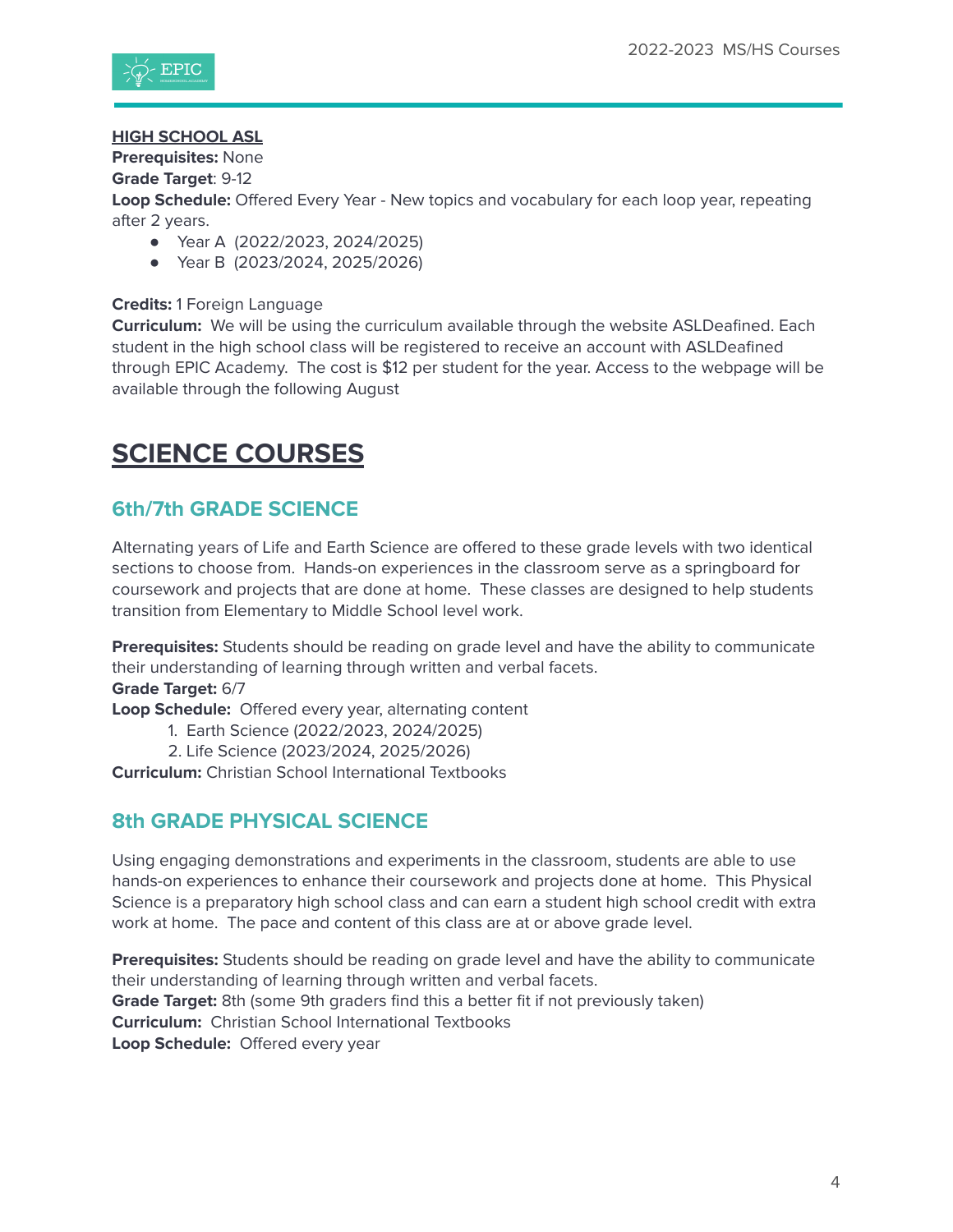**HIGH SCHOOL ASL**
**Prerequisites:** None
**Grade Target**: 9-12
**Loop Schedule:** Offered Every Year - New topics and vocabulary for each loop year, repeating after 2 years.

- Year A (2022/2023, 2024/2025)
- Year B (2023/2024, 2025/2026)

**Credits:** 1 Foreign Language
**Curriculum:** We will be using the curriculum available through the website ASLDeafined. Each student in the high school class will be registered to receive an account with ASLDeafined through EPIC Academy. The cost is $12 per student for the year. Access to the webpage will be available through the following August

# SCIENCE COURSES

## 6th/7th GRADE SCIENCE

Alternating years of Life and Earth Science are offered to these grade levels with two identical sections to choose from. Hands-on experiences in the classroom serve as a springboard for coursework and projects that are done at home. These classes are designed to help students transition from Elementary to Middle School level work.

**Prerequisites:** Students should be reading on grade level and have the ability to communicate their understanding of learning through written and verbal facets.
**Grade Target:** 6/7
**Loop Schedule:** Offered every year, alternating content

1. Earth Science (2022/2023, 2024/2025)
2. Life Science (2023/2024, 2025/2026)

**Curriculum:** Christian School International Textbooks

## 8th GRADE PHYSICAL SCIENCE

Using engaging demonstrations and experiments in the classroom, students are able to use hands-on experiences to enhance their coursework and projects done at home. This Physical Science is a preparatory high school class and can earn a student high school credit with extra work at home. The pace and content of this class are at or above grade level.

**Prerequisites:** Students should be reading on grade level and have the ability to communicate their understanding of learning through written and verbal facets.
**Grade Target:** 8th (some 9th graders find this a better fit if not previously taken)
**Curriculum:** Christian School International Textbooks
**Loop Schedule:** Offered every year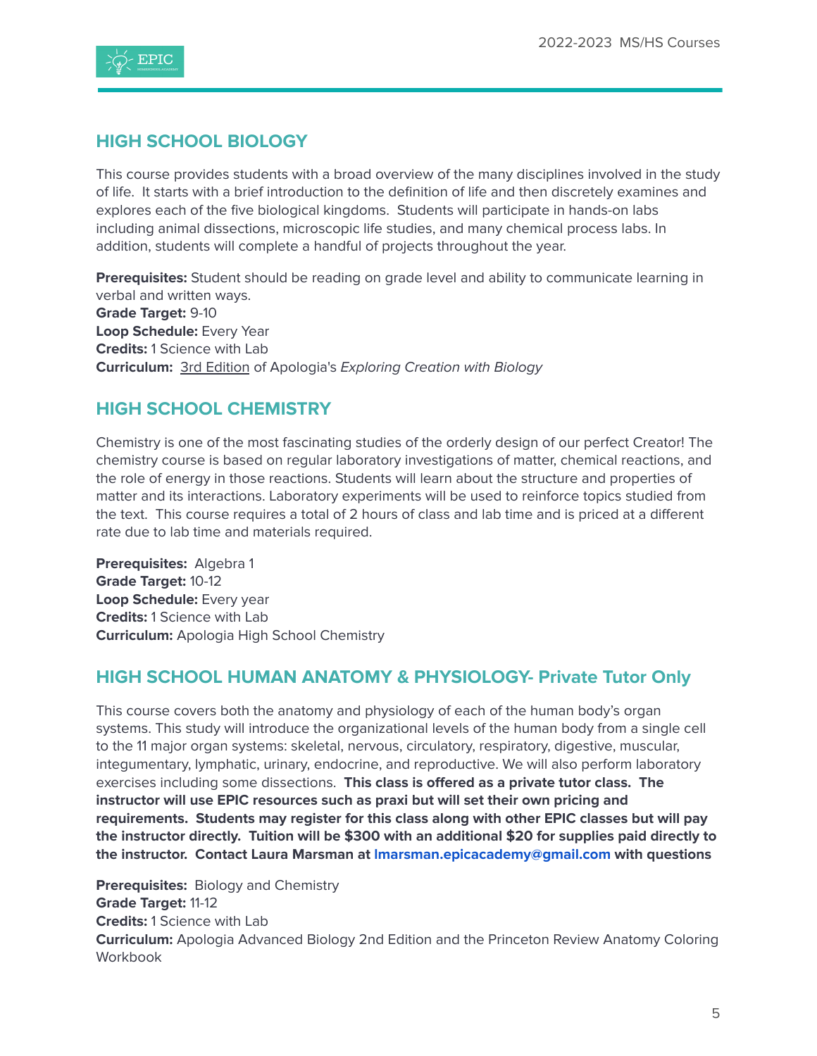## HIGH SCHOOL BIOLOGY

This course provides students with a broad overview of the many disciplines involved in the study of life. It starts with a brief introduction to the definition of life and then discretely examines and explores each of the five biological kingdoms. Students will participate in hands-on labs including animal dissections, microscopic life studies, and many chemical process labs. In addition, students will complete a handful of projects throughout the year.

**Prerequisites:** Student should be reading on grade level and ability to communicate learning in verbal and written ways.
**Grade Target:** 9-10
**Loop Schedule:** Every Year
**Credits:** 1 Science with Lab
**Curriculum:** 3rd Edition of Apologia's *Exploring Creation with Biology*

## HIGH SCHOOL CHEMISTRY

Chemistry is one of the most fascinating studies of the orderly design of our perfect Creator! The chemistry course is based on regular laboratory investigations of matter, chemical reactions, and the role of energy in those reactions. Students will learn about the structure and properties of matter and its interactions. Laboratory experiments will be used to reinforce topics studied from the text. This course requires a total of 2 hours of class and lab time and is priced at a different rate due to lab time and materials required.

**Prerequisites:** Algebra 1
**Grade Target:** 10-12
**Loop Schedule:** Every year
**Credits:** 1 Science with Lab
**Curriculum:** Apologia High School Chemistry

## HIGH SCHOOL HUMAN ANATOMY & PHYSIOLOGY- Private Tutor Only

This course covers both the anatomy and physiology of each of the human body's organ systems. This study will introduce the organizational levels of the human body from a single cell to the 11 major organ systems: skeletal, nervous, circulatory, respiratory, digestive, muscular, integumentary, lymphatic, urinary, endocrine, and reproductive. We will also perform laboratory exercises including some dissections. **This class is offered as a private tutor class. The instructor will use EPIC resources such as praxi but will set their own pricing and requirements. Students may register for this class along with other EPIC classes but will pay the instructor directly. Tuition will be $300 with an additional $20 for supplies paid directly to the instructor. Contact Laura Marsman at lmarsman.epicacademy@gmail.com with questions**

**Prerequisites:** Biology and Chemistry
**Grade Target:** 11-12
**Credits:** 1 Science with Lab
**Curriculum:** Apologia Advanced Biology 2nd Edition and the Princeton Review Anatomy Coloring Workbook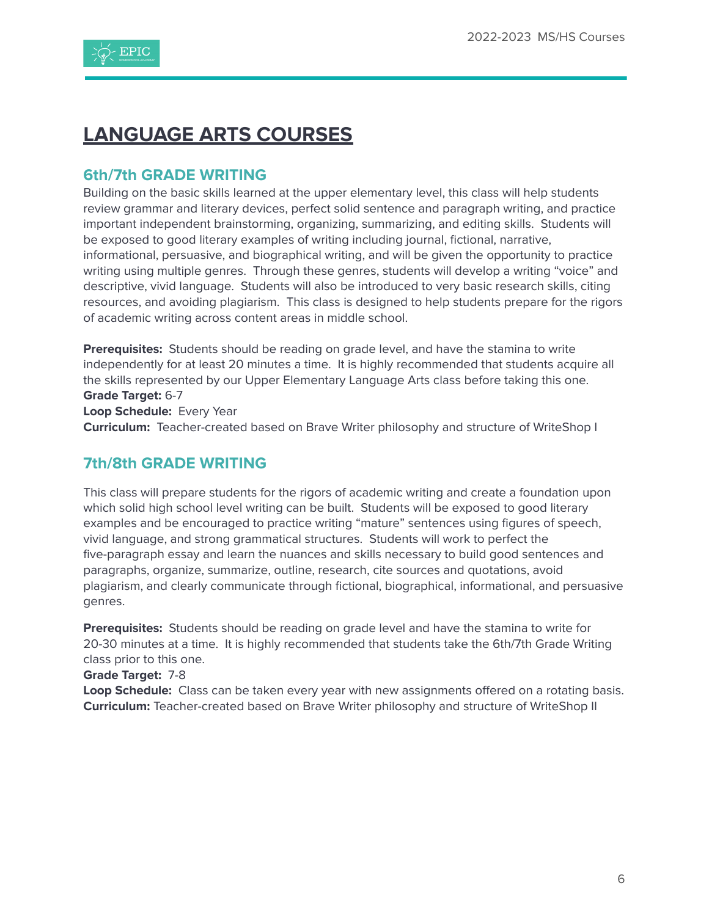# LANGUAGE ARTS COURSES

## 6th/7th GRADE WRITING

Building on the basic skills learned at the upper elementary level, this class will help students review grammar and literary devices, perfect solid sentence and paragraph writing, and practice important independent brainstorming, organizing, summarizing, and editing skills. Students will be exposed to good literary examples of writing including journal, fictional, narrative, informational, persuasive, and biographical writing, and will be given the opportunity to practice writing using multiple genres. Through these genres, students will develop a writing "voice" and descriptive, vivid language. Students will also be introduced to very basic research skills, citing resources, and avoiding plagiarism. This class is designed to help students prepare for the rigors of academic writing across content areas in middle school.

**Prerequisites:** Students should be reading on grade level, and have the stamina to write independently for at least 20 minutes a time. It is highly recommended that students acquire all the skills represented by our Upper Elementary Language Arts class before taking this one.
**Grade Target:** 6-7
**Loop Schedule:** Every Year
**Curriculum:** Teacher-created based on Brave Writer philosophy and structure of WriteShop I

## 7th/8th GRADE WRITING

This class will prepare students for the rigors of academic writing and create a foundation upon which solid high school level writing can be built. Students will be exposed to good literary examples and be encouraged to practice writing "mature" sentences using figures of speech, vivid language, and strong grammatical structures. Students will work to perfect the five-paragraph essay and learn the nuances and skills necessary to build good sentences and paragraphs, organize, summarize, outline, research, cite sources and quotations, avoid plagiarism, and clearly communicate through fictional, biographical, informational, and persuasive genres.

**Prerequisites:** Students should be reading on grade level and have the stamina to write for 20-30 minutes at a time. It is highly recommended that students take the 6th/7th Grade Writing class prior to this one.
**Grade Target:** 7-8
**Loop Schedule:** Class can be taken every year with new assignments offered on a rotating basis.
**Curriculum:** Teacher-created based on Brave Writer philosophy and structure of WriteShop II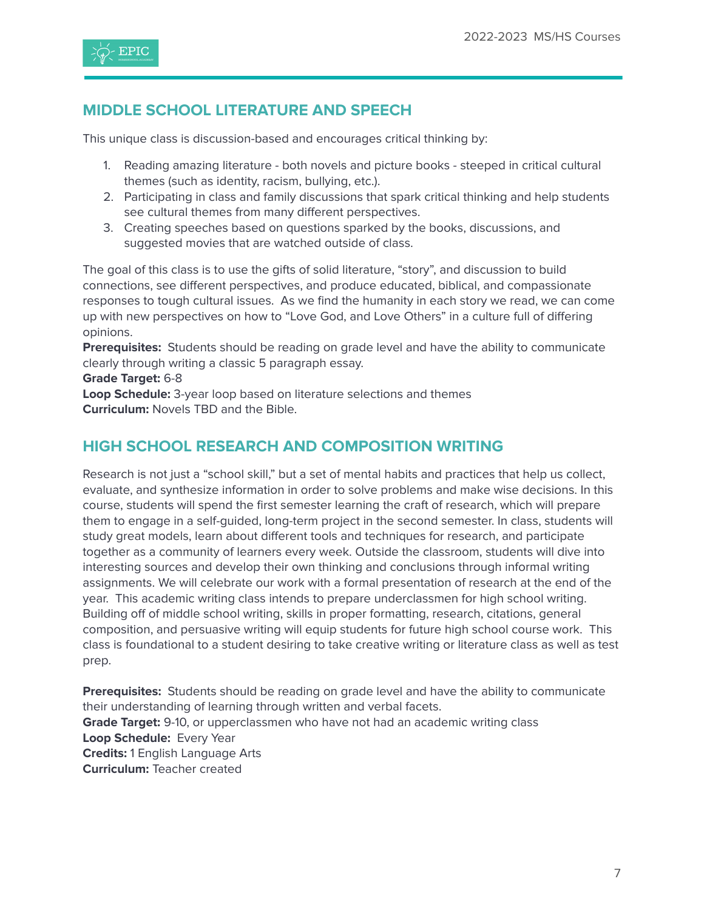## MIDDLE SCHOOL LITERATURE AND SPEECH

This unique class is discussion-based and encourages critical thinking by:

1. Reading amazing literature - both novels and picture books - steeped in critical cultural themes (such as identity, racism, bullying, etc.).
2. Participating in class and family discussions that spark critical thinking and help students see cultural themes from many different perspectives.
3. Creating speeches based on questions sparked by the books, discussions, and suggested movies that are watched outside of class.

The goal of this class is to use the gifts of solid literature, "story", and discussion to build connections, see different perspectives, and produce educated, biblical, and compassionate responses to tough cultural issues. As we find the humanity in each story we read, we can come up with new perspectives on how to "Love God, and Love Others" in a culture full of differing opinions.

**Prerequisites:** Students should be reading on grade level and have the ability to communicate clearly through writing a classic 5 paragraph essay.
**Grade Target:** 6-8
**Loop Schedule:** 3-year loop based on literature selections and themes
**Curriculum:** Novels TBD and the Bible.

## HIGH SCHOOL RESEARCH AND COMPOSITION WRITING

Research is not just a "school skill," but a set of mental habits and practices that help us collect, evaluate, and synthesize information in order to solve problems and make wise decisions. In this course, students will spend the first semester learning the craft of research, which will prepare them to engage in a self-guided, long-term project in the second semester. In class, students will study great models, learn about different tools and techniques for research, and participate together as a community of learners every week. Outside the classroom, students will dive into interesting sources and develop their own thinking and conclusions through informal writing assignments. We will celebrate our work with a formal presentation of research at the end of the year. This academic writing class intends to prepare underclassmen for high school writing. Building off of middle school writing, skills in proper formatting, research, citations, general composition, and persuasive writing will equip students for future high school course work. This class is foundational to a student desiring to take creative writing or literature class as well as test prep.

**Prerequisites:** Students should be reading on grade level and have the ability to communicate their understanding of learning through written and verbal facets.
**Grade Target:** 9-10, or upperclassmen who have not had an academic writing class
**Loop Schedule:** Every Year
**Credits:** 1 English Language Arts
**Curriculum:** Teacher created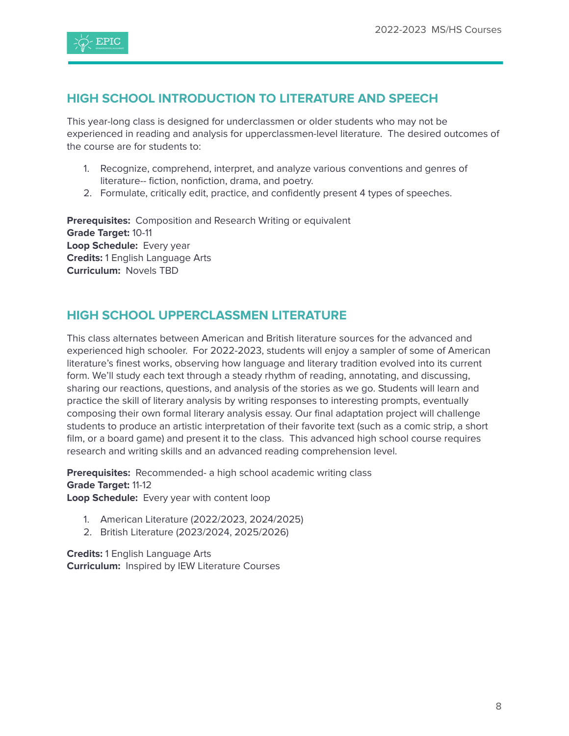## HIGH SCHOOL INTRODUCTION TO LITERATURE AND SPEECH

This year-long class is designed for underclassmen or older students who may not be experienced in reading and analysis for upperclassmen-level literature. The desired outcomes of the course are for students to:

1. Recognize, comprehend, interpret, and analyze various conventions and genres of literature-- fiction, nonfiction, drama, and poetry.
2. Formulate, critically edit, practice, and confidently present 4 types of speeches.

**Prerequisites:** Composition and Research Writing or equivalent
**Grade Target:** 10-11
**Loop Schedule:** Every year
**Credits:** 1 English Language Arts
**Curriculum:** Novels TBD

## HIGH SCHOOL UPPERCLASSMEN LITERATURE

This class alternates between American and British literature sources for the advanced and experienced high schooler. For 2022-2023, students will enjoy a sampler of some of American literature's finest works, observing how language and literary tradition evolved into its current form. We'll study each text through a steady rhythm of reading, annotating, and discussing, sharing our reactions, questions, and analysis of the stories as we go. Students will learn and practice the skill of literary analysis by writing responses to interesting prompts, eventually composing their own formal literary analysis essay. Our final adaptation project will challenge students to produce an artistic interpretation of their favorite text (such as a comic strip, a short film, or a board game) and present it to the class. This advanced high school course requires research and writing skills and an advanced reading comprehension level.

**Prerequisites:** Recommended- a high school academic writing class
**Grade Target:** 11-12
**Loop Schedule:** Every year with content loop

1. American Literature (2022/2023, 2024/2025)
2. British Literature (2023/2024, 2025/2026)

**Credits:** 1 English Language Arts
**Curriculum:** Inspired by IEW Literature Courses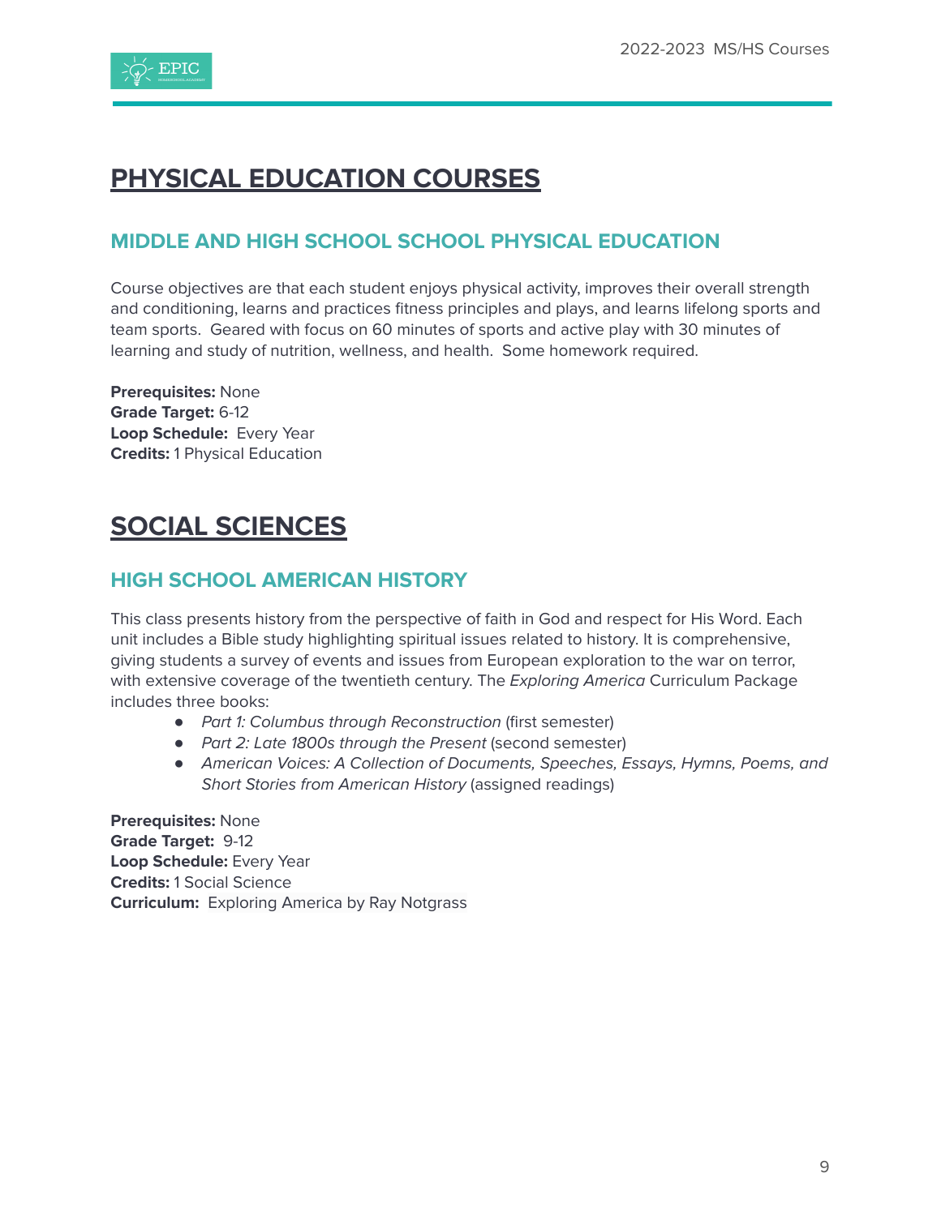# PHYSICAL EDUCATION COURSES

## MIDDLE AND HIGH SCHOOL SCHOOL PHYSICAL EDUCATION

Course objectives are that each student enjoys physical activity, improves their overall strength and conditioning, learns and practices fitness principles and plays, and learns lifelong sports and team sports. Geared with focus on 60 minutes of sports and active play with 30 minutes of learning and study of nutrition, wellness, and health. Some homework required.

**Prerequisites:** None
**Grade Target:** 6-12
**Loop Schedule:** Every Year
**Credits:** 1 Physical Education

# SOCIAL SCIENCES

## HIGH SCHOOL AMERICAN HISTORY

This class presents history from the perspective of faith in God and respect for His Word. Each unit includes a Bible study highlighting spiritual issues related to history. It is comprehensive, giving students a survey of events and issues from European exploration to the war on terror, with extensive coverage of the twentieth century. The *Exploring America* Curriculum Package includes three books:

- *Part 1: Columbus through Reconstruction* (first semester)
- *Part 2: Late 1800s through the Present* (second semester)
- *American Voices: A Collection of Documents, Speeches, Essays, Hymns, Poems, and Short Stories from American History* (assigned readings)

**Prerequisites:** None
**Grade Target:** 9-12
**Loop Schedule:** Every Year
**Credits:** 1 Social Science
**Curriculum:** Exploring America by Ray Notgrass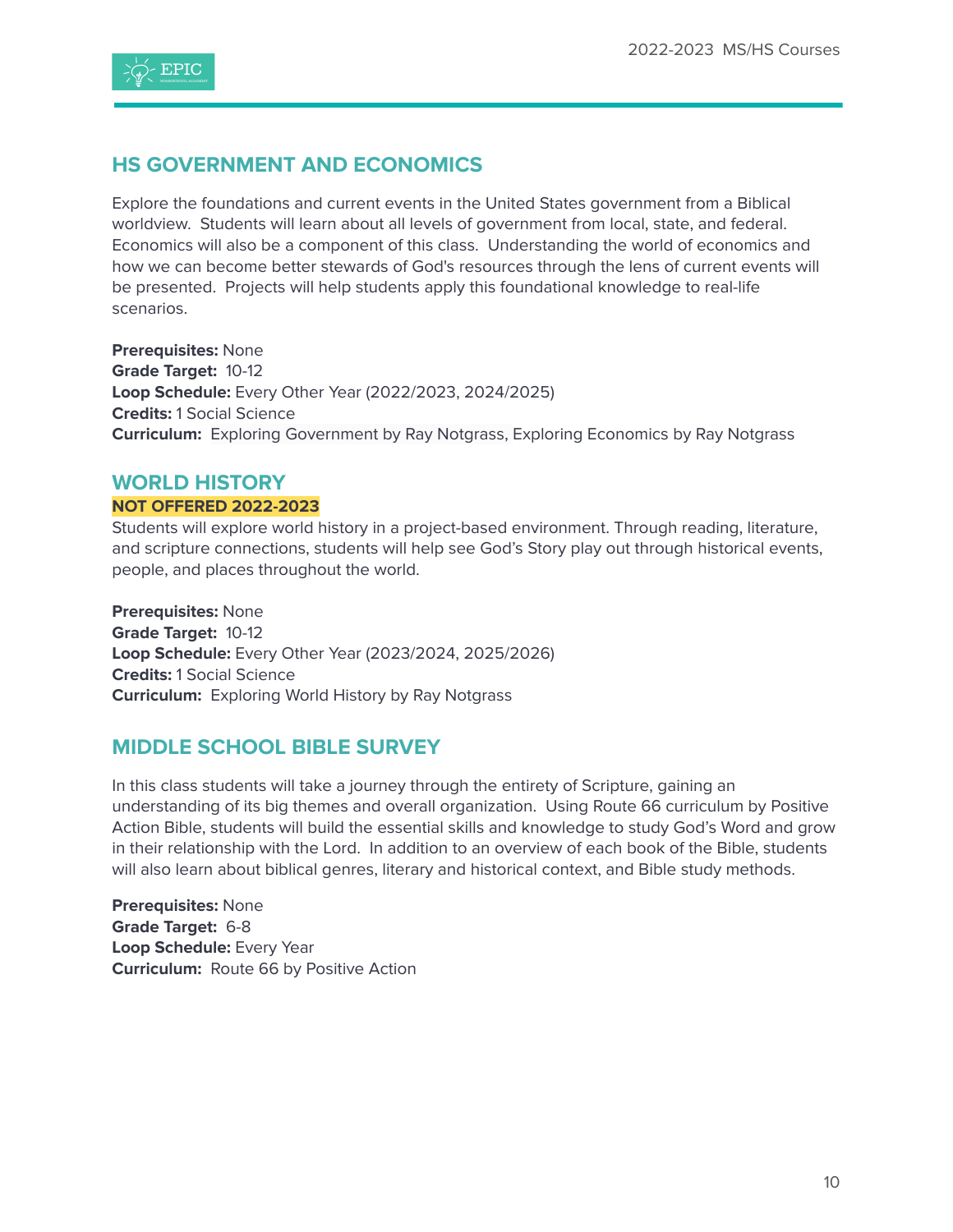## HS GOVERNMENT AND ECONOMICS

Explore the foundations and current events in the United States government from a Biblical worldview. Students will learn about all levels of government from local, state, and federal. Economics will also be a component of this class. Understanding the world of economics and how we can become better stewards of God's resources through the lens of current events will be presented. Projects will help students apply this foundational knowledge to real-life scenarios.

**Prerequisites:** None
**Grade Target:** 10-12
**Loop Schedule:** Every Other Year (2022/2023, 2024/2025)
**Credits:** 1 Social Science
**Curriculum:** Exploring Government by Ray Notgrass, Exploring Economics by Ray Notgrass

## WORLD HISTORY

**NOT OFFERED 2022-2023**

Students will explore world history in a project-based environment. Through reading, literature, and scripture connections, students will help see God's Story play out through historical events, people, and places throughout the world.

**Prerequisites:** None
**Grade Target:** 10-12
**Loop Schedule:** Every Other Year (2023/2024, 2025/2026)
**Credits:** 1 Social Science
**Curriculum:** Exploring World History by Ray Notgrass

## MIDDLE SCHOOL BIBLE SURVEY

In this class students will take a journey through the entirety of Scripture, gaining an understanding of its big themes and overall organization. Using Route 66 curriculum by Positive Action Bible, students will build the essential skills and knowledge to study God's Word and grow in their relationship with the Lord. In addition to an overview of each book of the Bible, students will also learn about biblical genres, literary and historical context, and Bible study methods.

**Prerequisites:** None
**Grade Target:** 6-8
**Loop Schedule:** Every Year
**Curriculum:** Route 66 by Positive Action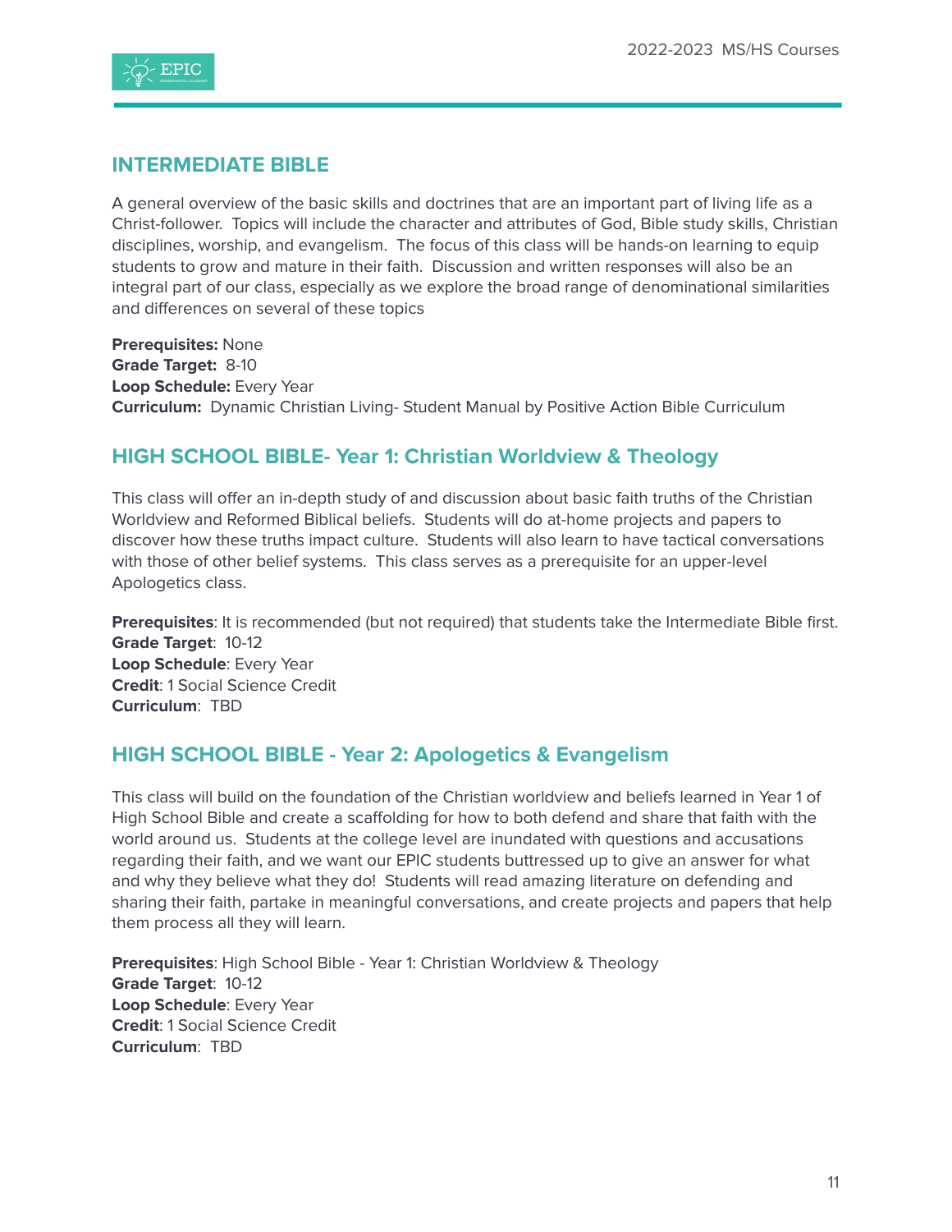## INTERMEDIATE BIBLE

A general overview of the basic skills and doctrines that are an important part of living life as a Christ-follower.  Topics will include the character and attributes of God, Bible study skills, Christian disciplines, worship, and evangelism.  The focus of this class will be hands-on learning to equip students to grow and mature in their faith.  Discussion and written responses will also be an integral part of our class, especially as we explore the broad range of denominational similarities and differences on several of these topics

**Prerequisites:** None
**Grade Target:** 8-10
**Loop Schedule:** Every Year
**Curriculum:** Dynamic Christian Living- Student Manual by Positive Action Bible Curriculum

## HIGH SCHOOL BIBLE- Year 1: Christian Worldview & Theology

This class will offer an in-depth study of and discussion about basic faith truths of the Christian Worldview and Reformed Biblical beliefs.  Students will do at-home projects and papers to discover how these truths impact culture.  Students will also learn to have tactical conversations with those of other belief systems.  This class serves as a prerequisite for an upper-level Apologetics class.

**Prerequisites**: It is recommended (but not required) that students take the Intermediate Bible first.
**Grade Target**: 10-12
**Loop Schedule**: Every Year
**Credit**: 1 Social Science Credit
**Curriculum**: TBD

## HIGH SCHOOL BIBLE - Year 2: Apologetics & Evangelism

This class will build on the foundation of the Christian worldview and beliefs learned in Year 1 of High School Bible and create a scaffolding for how to both defend and share that faith with the world around us.  Students at the college level are inundated with questions and accusations regarding their faith, and we want our EPIC students buttressed up to give an answer for what and why they believe what they do!  Students will read amazing literature on defending and sharing their faith, partake in meaningful conversations, and create projects and papers that help them process all they will learn.

**Prerequisites**: High School Bible - Year 1: Christian Worldview & Theology
**Grade Target**: 10-12
**Loop Schedule**: Every Year
**Credit**: 1 Social Science Credit
**Curriculum**: TBD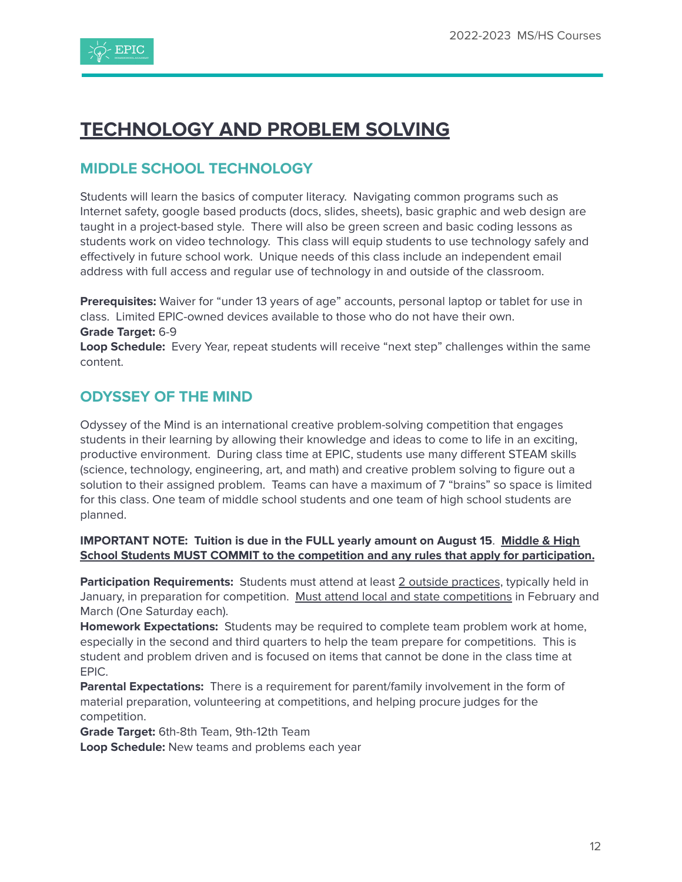# TECHNOLOGY AND PROBLEM SOLVING

## MIDDLE SCHOOL TECHNOLOGY

Students will learn the basics of computer literacy. Navigating common programs such as Internet safety, google based products (docs, slides, sheets), basic graphic and web design are taught in a project-based style. There will also be green screen and basic coding lessons as students work on video technology. This class will equip students to use technology safely and effectively in future school work. Unique needs of this class include an independent email address with full access and regular use of technology in and outside of the classroom.

**Prerequisites:** Waiver for "under 13 years of age" accounts, personal laptop or tablet for use in class. Limited EPIC-owned devices available to those who do not have their own.
**Grade Target:** 6-9
**Loop Schedule:** Every Year, repeat students will receive "next step" challenges within the same content.

## ODYSSEY OF THE MIND

Odyssey of the Mind is an international creative problem-solving competition that engages students in their learning by allowing their knowledge and ideas to come to life in an exciting, productive environment. During class time at EPIC, students use many different STEAM skills (science, technology, engineering, art, and math) and creative problem solving to figure out a solution to their assigned problem. Teams can have a maximum of 7 "brains" so space is limited for this class. One team of middle school students and one team of high school students are planned.

**IMPORTANT NOTE: Tuition is due in the FULL yearly amount on August 15. Middle & High School Students MUST COMMIT to the competition and any rules that apply for participation.**

**Participation Requirements:** Students must attend at least 2 outside practices, typically held in January, in preparation for competition. Must attend local and state competitions in February and March (One Saturday each).
**Homework Expectations:** Students may be required to complete team problem work at home, especially in the second and third quarters to help the team prepare for competitions. This is student and problem driven and is focused on items that cannot be done in the class time at EPIC.
**Parental Expectations:** There is a requirement for parent/family involvement in the form of material preparation, volunteering at competitions, and helping procure judges for the competition.
**Grade Target:** 6th-8th Team, 9th-12th Team
**Loop Schedule:** New teams and problems each year